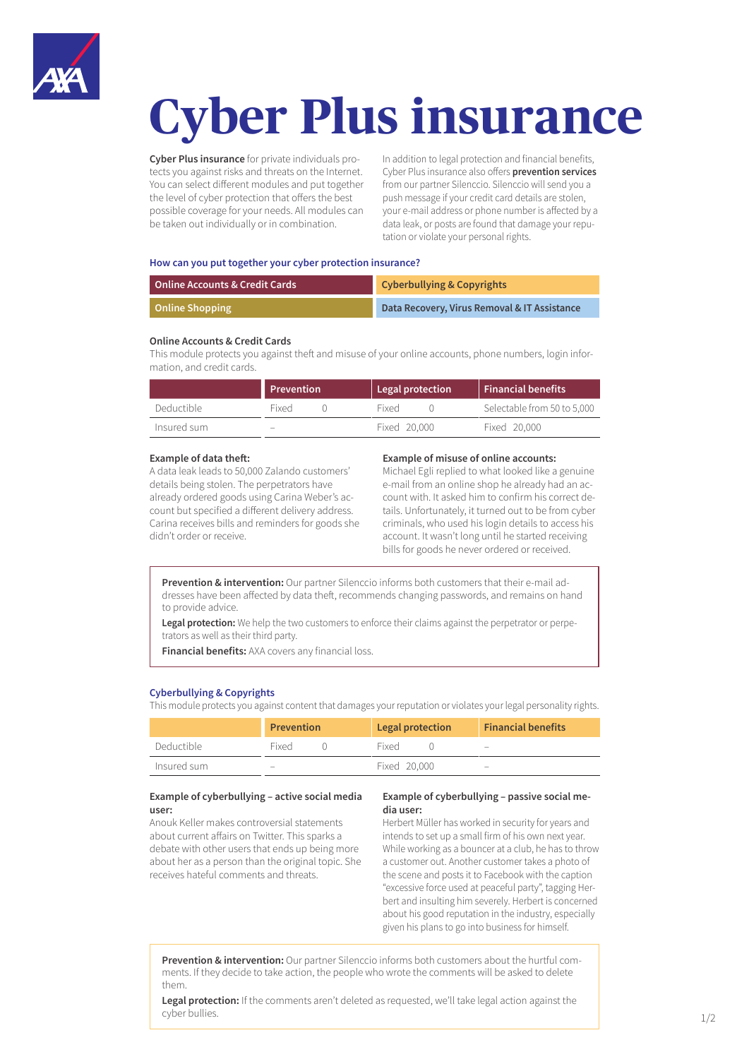# Cyber Plus insurance

**Cyber Plus insurance** for private individuals protects you against risks and threats on the Internet. You can select different modules and put together the level of cyber protection that offers the best possible coverage for your needs. All modules can be taken out individually or in combination.

In addition to legal protection and financial benefits, Cyber Plus insurance also offers **prevention services** from our partner Silenccio. Silenccio will send you a push message if your credit card details are stolen, your e-mail address or phone number is affected by a data leak, or posts are found that damage your reputation or violate your personal rights.

### How can you put together your cyber protection insurance?

| | |
|---|---|
| Online Accounts & Credit Cards | Cyberbullying & Copyrights |
| Online Shopping | Data Recovery, Virus Removal & IT Assistance |

### Online Accounts & Credit Cards

This module protects you against theft and misuse of your online accounts, phone numbers, login information, and credit cards.

| | Prevention | Legal protection | Financial benefits |
|---|---|---|---|
| Deductible | Fixed 0 | Fixed 0 | Selectable from 50 to 5,000 |
| Insured sum | – | Fixed 20,000 | Fixed 20,000 |

**Example of data theft:**
A data leak leads to 50,000 Zalando customers' details being stolen. The perpetrators have already ordered goods using Carina Weber's account but specified a different delivery address. Carina receives bills and reminders for goods she didn't order or receive.

**Example of misuse of online accounts:**
Michael Egli replied to what looked like a genuine e-mail from an online shop he already had an account with. It asked him to confirm his correct details. Unfortunately, it turned out to be from cyber criminals, who used his login details to access his account. It wasn't long until he started receiving bills for goods he never ordered or received.

**Prevention & intervention:** Our partner Silenccio informs both customers that their e-mail addresses have been affected by data theft, recommends changing passwords, and remains on hand to provide advice.

**Legal protection:** We help the two customers to enforce their claims against the perpetrator or perpetrators as well as their third party.

**Financial benefits:** AXA covers any financial loss.

### Cyberbullying & Copyrights

This module protects you against content that damages your reputation or violates your legal personality rights.

| | Prevention | Legal protection | Financial benefits |
|---|---|---|---|
| Deductible | Fixed 0 | Fixed 0 | – |
| Insured sum | – | Fixed 20,000 | – |

**Example of cyberbullying – active social media user:**
Anouk Keller makes controversial statements about current affairs on Twitter. This sparks a debate with other users that ends up being more about her as a person than the original topic. She receives hateful comments and threats.

**Example of cyberbullying – passive social media user:**
Herbert Müller has worked in security for years and intends to set up a small firm of his own next year. While working as a bouncer at a club, he has to throw a customer out. Another customer takes a photo of the scene and posts it to Facebook with the caption "excessive force used at peaceful party", tagging Herbert and insulting him severely. Herbert is concerned about his good reputation in the industry, especially given his plans to go into business for himself.

**Prevention & intervention:** Our partner Silenccio informs both customers about the hurtful comments. If they decide to take action, the people who wrote the comments will be asked to delete them.

**Legal protection:** If the comments aren't deleted as requested, we'll take legal action against the cyber bullies.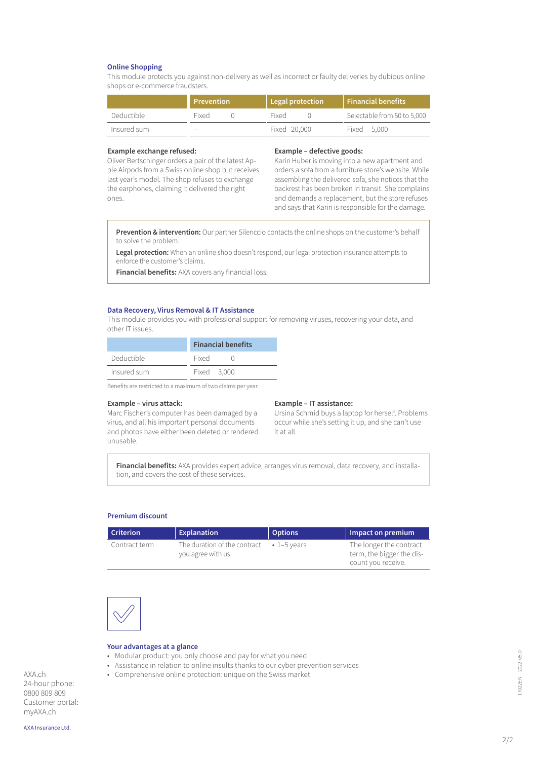## Online Shopping

This module protects you against non-delivery as well as incorrect or faulty deliveries by dubious online shops or e-commerce fraudsters.

| | Prevention | Legal protection | Financial benefits |
|---|---|---|---|
| Deductible | Fixed 0 | Fixed 0 | Selectable from 50 to 5,000 |
| Insured sum | – | Fixed 20,000 | Fixed 5,000 |

**Example exchange refused:**
Oliver Bertschinger orders a pair of the latest Apple Airpods from a Swiss online shop but receives last year's model. The shop refuses to exchange the earphones, claiming it delivered the right ones.

**Example – defective goods:**
Karin Huber is moving into a new apartment and orders a sofa from a furniture store's website. While assembling the delivered sofa, she notices that the backrest has been broken in transit. She complains and demands a replacement, but the store refuses and says that Karin is responsible for the damage.

**Prevention & intervention:** Our partner Silenccio contacts the online shops on the customer's behalf to solve the problem.

**Legal protection:** When an online shop doesn't respond, our legal protection insurance attempts to enforce the customer's claims.

**Financial benefits:** AXA covers any financial loss.

## Data Recovery, Virus Removal & IT Assistance

This module provides you with professional support for removing viruses, recovering your data, and other IT issues.

| | Financial benefits |
|---|---|
| Deductible | Fixed 0 |
| Insured sum | Fixed 3,000 |

Benefits are restricted to a maximum of two claims per year.

**Example – virus attack:**
Marc Fischer's computer has been damaged by a virus, and all his important personal documents and photos have either been deleted or rendered unusable.

**Example – IT assistance:**
Ursina Schmid buys a laptop for herself. Problems occur while she's setting it up, and she can't use it at all.

**Financial benefits:** AXA provides expert advice, arranges virus removal, data recovery, and installation, and covers the cost of these services.

## Premium discount

| Criterion | Explanation | Options | Impact on premium |
|---|---|---|---|
| Contract term | The duration of the contract you agree with us | • 1–5 years | The longer the contract term, the bigger the discount you receive. |

## Your advantages at a glance

- Modular product: you only choose and pay for what you need
- Assistance in relation to online insults thanks to our cyber prevention services
- Comprehensive online protection: unique on the Swiss market

AXA.ch
24-hour phone:
0800 809 809
Customer portal:
myAXA.ch

AXA Insurance Ltd.

17022EN – 2022-05 D